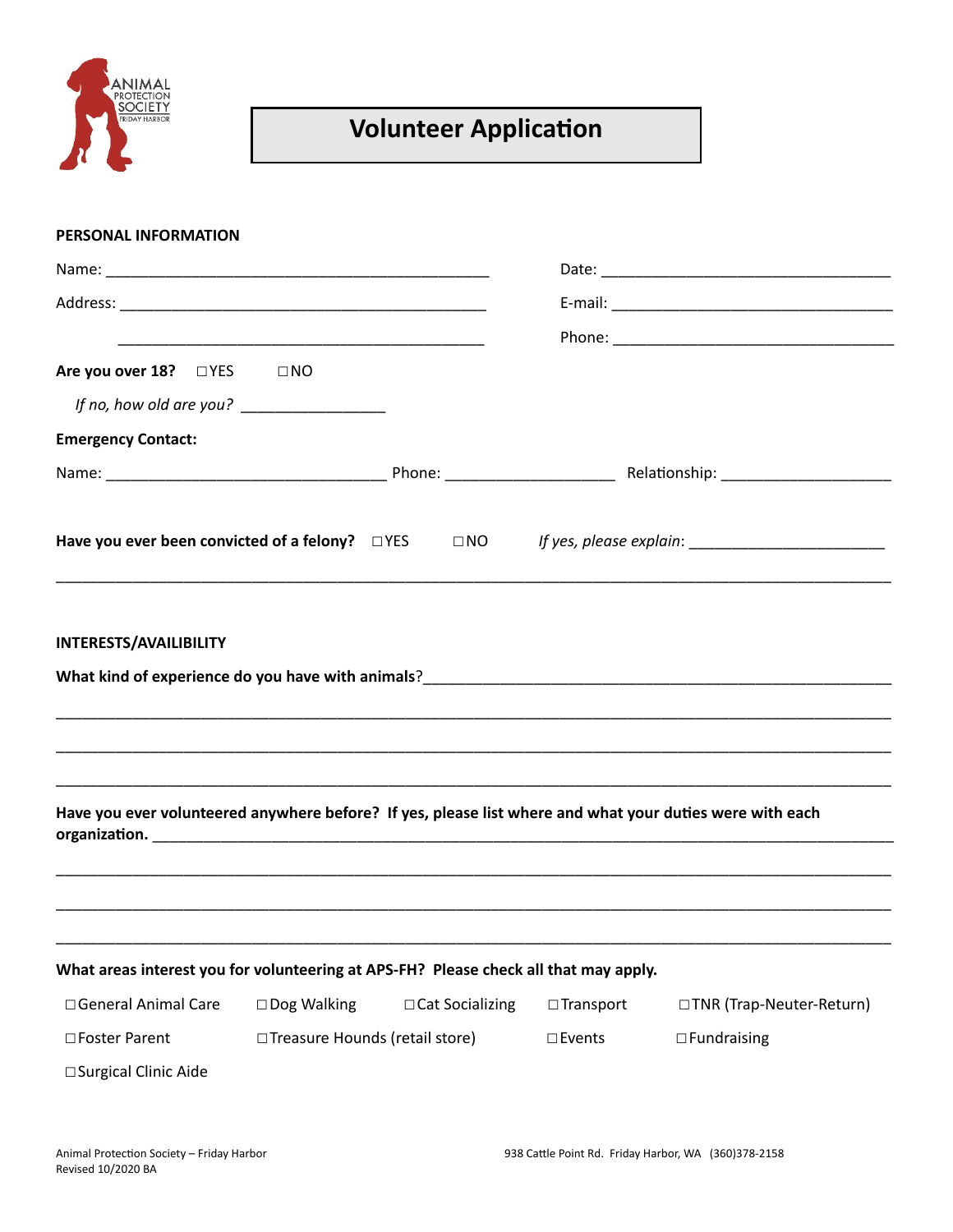ANIMAL PROTECTION SOCIETY FRIDAY HARBOR

# Volunteer Application

**PERSONAL INFORMATION**

Name: ______________________________________________ Date: __________________________________

Address: ____________________________________________ E-mail: ________________________________

____________________________________________ Phone: _________________________________

**Are you over 18?** ☐YES ☐NO

*If no, how old are you?* _________________

**Emergency Contact:**

Name: _________________________________ Phone: ____________________ Relationship: ____________________

**Have you ever been convicted of a felony?** ☐YES ☐NO *If yes, please explain*: _______________________

____________________________________________________________________________________________

**INTERESTS/AVAILIBILITY**

**What kind of experience do you have with animals**?_______________________________________________________

____________________________________________________________________________________________

____________________________________________________________________________________________

____________________________________________________________________________________________

**Have you ever volunteered anywhere before? If yes, please list where and what your duties were with each organization.** _____________________________________________________________________________

____________________________________________________________________________________________

____________________________________________________________________________________________

____________________________________________________________________________________________

**What areas interest you for volunteering at APS-FH? Please check all that may apply.**

☐General Animal Care ☐Dog Walking ☐Cat Socializing ☐Transport ☐TNR (Trap-Neuter-Return)

☐Foster Parent ☐Treasure Hounds (retail store) ☐Events ☐Fundraising

☐Surgical Clinic Aide

Animal Protection Society – Friday Harbor
Revised 10/2020 BA

938 Cattle Point Rd. Friday Harbor, WA (360)378-2158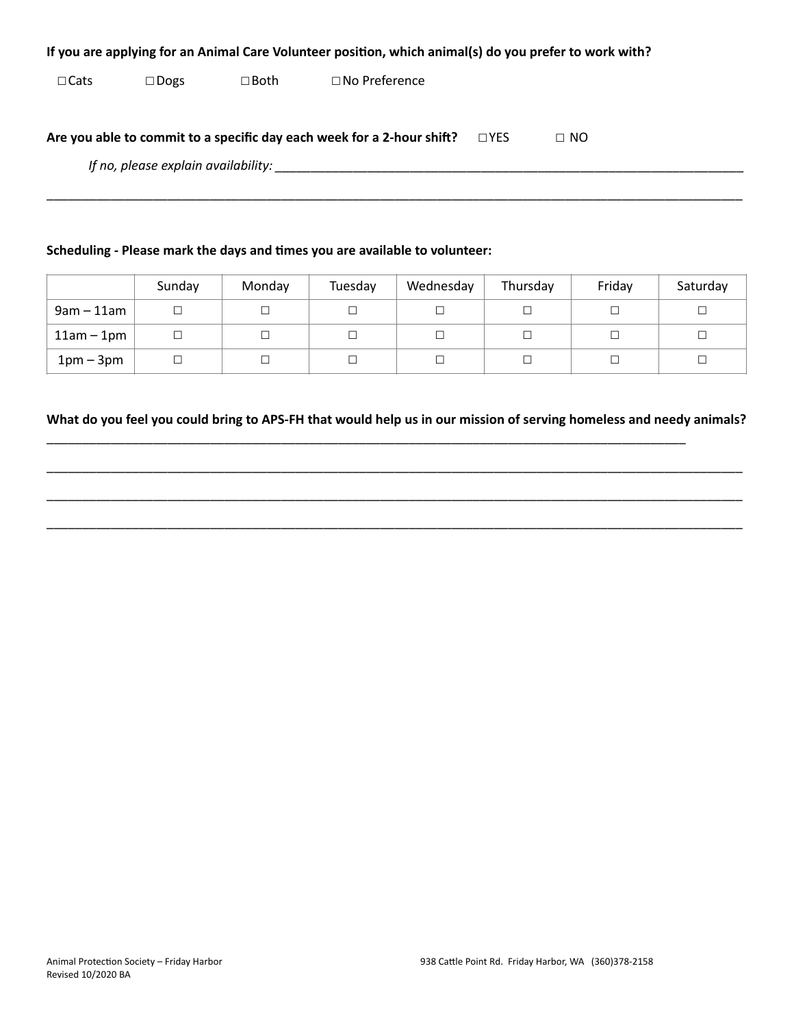**If you are applying for an Animal Care Volunteer position, which animal(s) do you prefer to work with?**

☐ Cats ☐ Dogs ☐ Both ☐ No Preference

**Are you able to commit to a specific day each week for a 2-hour shift?** ☐ YES ☐ NO

*If no, please explain availability:* ___________________________________________________________________

_____________________________________________________________________________________________

**Scheduling - Please mark the days and times you are available to volunteer:**

| | Sunday | Monday | Tuesday | Wednesday | Thursday | Friday | Saturday |
|---|---|---|---|---|---|---|---|
| 9am – 11am | ☐ | ☐ | ☐ | ☐ | ☐ | ☐ | ☐ |
| 11am – 1pm | ☐ | ☐ | ☐ | ☐ | ☐ | ☐ | ☐ |
| 1pm – 3pm | ☐ | ☐ | ☐ | ☐ | ☐ | ☐ | ☐ |

**What do you feel you could bring to APS-FH that would help us in our mission of serving homeless and needy animals?**

_____________________________________________________________________________________

_____________________________________________________________________________________________

_____________________________________________________________________________________________

_____________________________________________________________________________________________

Animal Protection Society – Friday Harbor
Revised 10/2020 BA

938 Cattle Point Rd. Friday Harbor, WA (360)378-2158